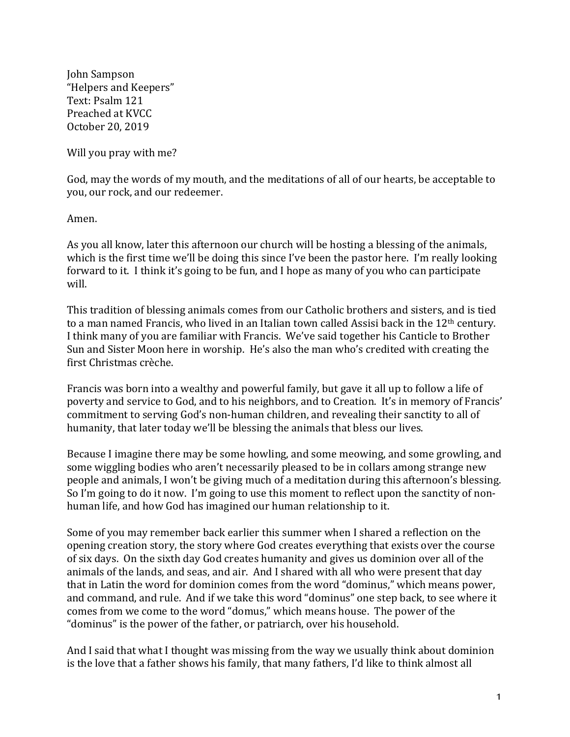John Sampson
"Helpers and Keepers"
Text: Psalm 121
Preached at KVCC
October 20, 2019

Will you pray with me?

God, may the words of my mouth, and the meditations of all of our hearts, be acceptable to you, our rock, and our redeemer.

Amen.

As you all know, later this afternoon our church will be hosting a blessing of the animals, which is the first time we'll be doing this since I've been the pastor here. I'm really looking forward to it. I think it's going to be fun, and I hope as many of you who can participate will.

This tradition of blessing animals comes from our Catholic brothers and sisters, and is tied to a man named Francis, who lived in an Italian town called Assisi back in the 12th century. I think many of you are familiar with Francis. We've said together his Canticle to Brother Sun and Sister Moon here in worship. He's also the man who's credited with creating the first Christmas crèche.

Francis was born into a wealthy and powerful family, but gave it all up to follow a life of poverty and service to God, and to his neighbors, and to Creation. It's in memory of Francis' commitment to serving God's non-human children, and revealing their sanctity to all of humanity, that later today we'll be blessing the animals that bless our lives.

Because I imagine there may be some howling, and some meowing, and some growling, and some wiggling bodies who aren't necessarily pleased to be in collars among strange new people and animals, I won't be giving much of a meditation during this afternoon's blessing. So I'm going to do it now. I'm going to use this moment to reflect upon the sanctity of non-human life, and how God has imagined our human relationship to it.

Some of you may remember back earlier this summer when I shared a reflection on the opening creation story, the story where God creates everything that exists over the course of six days. On the sixth day God creates humanity and gives us dominion over all of the animals of the lands, and seas, and air. And I shared with all who were present that day that in Latin the word for dominion comes from the word "dominus," which means power, and command, and rule. And if we take this word "dominus" one step back, to see where it comes from we come to the word "domus," which means house. The power of the "dominus" is the power of the father, or patriarch, over his household.

And I said that what I thought was missing from the way we usually think about dominion is the love that a father shows his family, that many fathers, I'd like to think almost all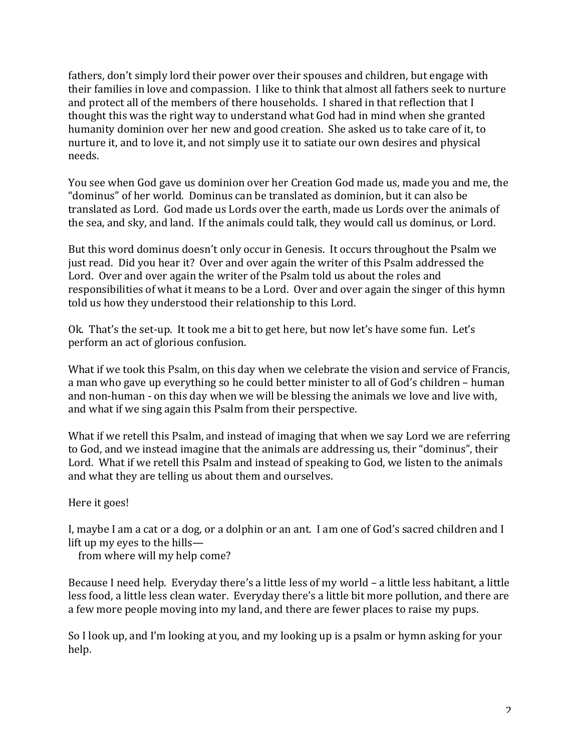fathers, don't simply lord their power over their spouses and children, but engage with their families in love and compassion. I like to think that almost all fathers seek to nurture and protect all of the members of there households. I shared in that reflection that I thought this was the right way to understand what God had in mind when she granted humanity dominion over her new and good creation. She asked us to take care of it, to nurture it, and to love it, and not simply use it to satiate our own desires and physical needs.

You see when God gave us dominion over her Creation God made us, made you and me, the "dominus" of her world. Dominus can be translated as dominion, but it can also be translated as Lord. God made us Lords over the earth, made us Lords over the animals of the sea, and sky, and land. If the animals could talk, they would call us dominus, or Lord.

But this word dominus doesn't only occur in Genesis. It occurs throughout the Psalm we just read. Did you hear it? Over and over again the writer of this Psalm addressed the Lord. Over and over again the writer of the Psalm told us about the roles and responsibilities of what it means to be a Lord. Over and over again the singer of this hymn told us how they understood their relationship to this Lord.

Ok. That's the set-up. It took me a bit to get here, but now let's have some fun. Let's perform an act of glorious confusion.

What if we took this Psalm, on this day when we celebrate the vision and service of Francis, a man who gave up everything so he could better minister to all of God's children – human and non-human - on this day when we will be blessing the animals we love and live with, and what if we sing again this Psalm from their perspective.

What if we retell this Psalm, and instead of imaging that when we say Lord we are referring to God, and we instead imagine that the animals are addressing us, their "dominus", their Lord. What if we retell this Psalm and instead of speaking to God, we listen to the animals and what they are telling us about them and ourselves.

Here it goes!

I, maybe I am a cat or a dog, or a dolphin or an ant. I am one of God's sacred children and I lift up my eyes to the hills—
  from where will my help come?

Because I need help. Everyday there's a little less of my world – a little less habitant, a little less food, a little less clean water. Everyday there's a little bit more pollution, and there are a few more people moving into my land, and there are fewer places to raise my pups.

So I look up, and I'm looking at you, and my looking up is a psalm or hymn asking for your help.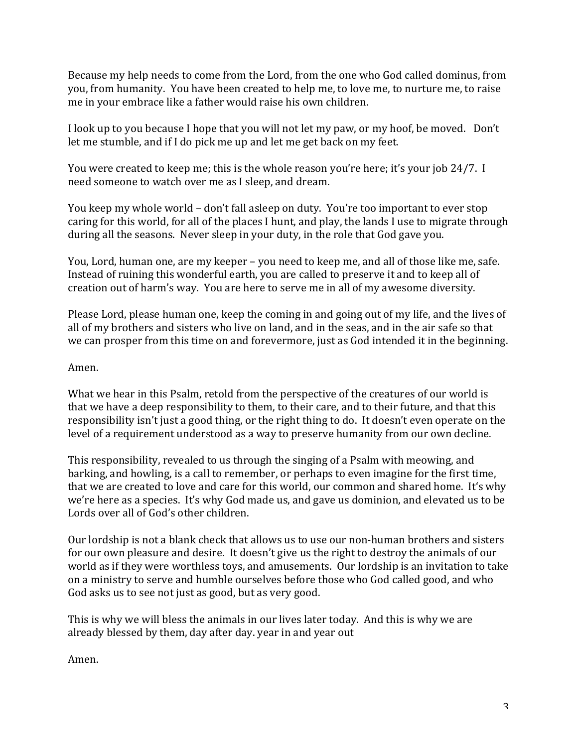Because my help needs to come from the Lord, from the one who God called dominus, from you, from humanity. You have been created to help me, to love me, to nurture me, to raise me in your embrace like a father would raise his own children.

I look up to you because I hope that you will not let my paw, or my hoof, be moved. Don't let me stumble, and if I do pick me up and let me get back on my feet.

You were created to keep me; this is the whole reason you're here; it's your job 24/7. I need someone to watch over me as I sleep, and dream.

You keep my whole world – don't fall asleep on duty. You're too important to ever stop caring for this world, for all of the places I hunt, and play, the lands I use to migrate through during all the seasons. Never sleep in your duty, in the role that God gave you.

You, Lord, human one, are my keeper – you need to keep me, and all of those like me, safe. Instead of ruining this wonderful earth, you are called to preserve it and to keep all of creation out of harm's way. You are here to serve me in all of my awesome diversity.

Please Lord, please human one, keep the coming in and going out of my life, and the lives of all of my brothers and sisters who live on land, and in the seas, and in the air safe so that we can prosper from this time on and forevermore, just as God intended it in the beginning.

Amen.

What we hear in this Psalm, retold from the perspective of the creatures of our world is that we have a deep responsibility to them, to their care, and to their future, and that this responsibility isn't just a good thing, or the right thing to do. It doesn't even operate on the level of a requirement understood as a way to preserve humanity from our own decline.

This responsibility, revealed to us through the singing of a Psalm with meowing, and barking, and howling, is a call to remember, or perhaps to even imagine for the first time, that we are created to love and care for this world, our common and shared home. It's why we're here as a species. It's why God made us, and gave us dominion, and elevated us to be Lords over all of God's other children.

Our lordship is not a blank check that allows us to use our non-human brothers and sisters for our own pleasure and desire. It doesn't give us the right to destroy the animals of our world as if they were worthless toys, and amusements. Our lordship is an invitation to take on a ministry to serve and humble ourselves before those who God called good, and who God asks us to see not just as good, but as very good.

This is why we will bless the animals in our lives later today. And this is why we are already blessed by them, day after day. year in and year out

Amen.